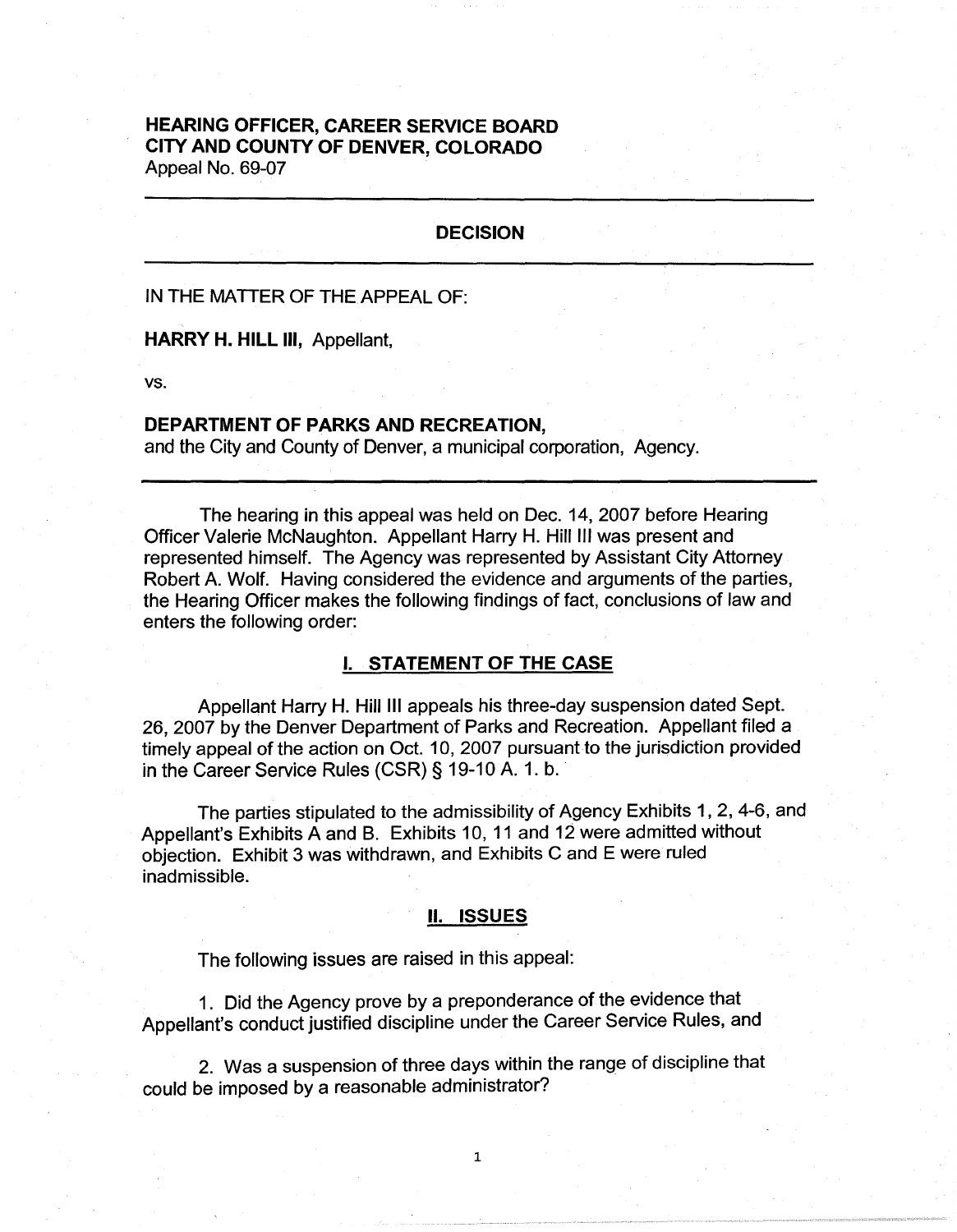**HEARING OFFICER, CAREER SERVICE BOARD**
**CITY AND COUNTY OF DENVER, COLORADO**
Appeal No. 69-07

---

## DECISION

---

IN THE MATTER OF THE APPEAL OF:

**HARRY H. HILL III,** Appellant,

vs.

**DEPARTMENT OF PARKS AND RECREATION,**
and the City and County of Denver, a municipal corporation, Agency.

---

The hearing in this appeal was held on Dec. 14, 2007 before Hearing Officer Valerie McNaughton. Appellant Harry H. Hill III was present and represented himself. The Agency was represented by Assistant City Attorney Robert A. Wolf. Having considered the evidence and arguments of the parties, the Hearing Officer makes the following findings of fact, conclusions of law and enters the following order:

## I. STATEMENT OF THE CASE

Appellant Harry H. Hill III appeals his three-day suspension dated Sept. 26, 2007 by the Denver Department of Parks and Recreation. Appellant filed a timely appeal of the action on Oct. 10, 2007 pursuant to the jurisdiction provided in the Career Service Rules (CSR) § 19-10 A. 1. b.

The parties stipulated to the admissibility of Agency Exhibits 1, 2, 4-6, and Appellant's Exhibits A and B. Exhibits 10, 11 and 12 were admitted without objection. Exhibit 3 was withdrawn, and Exhibits C and E were ruled inadmissible.

## II. ISSUES

The following issues are raised in this appeal:

1. Did the Agency prove by a preponderance of the evidence that Appellant's conduct justified discipline under the Career Service Rules, and

2. Was a suspension of three days within the range of discipline that could be imposed by a reasonable administrator?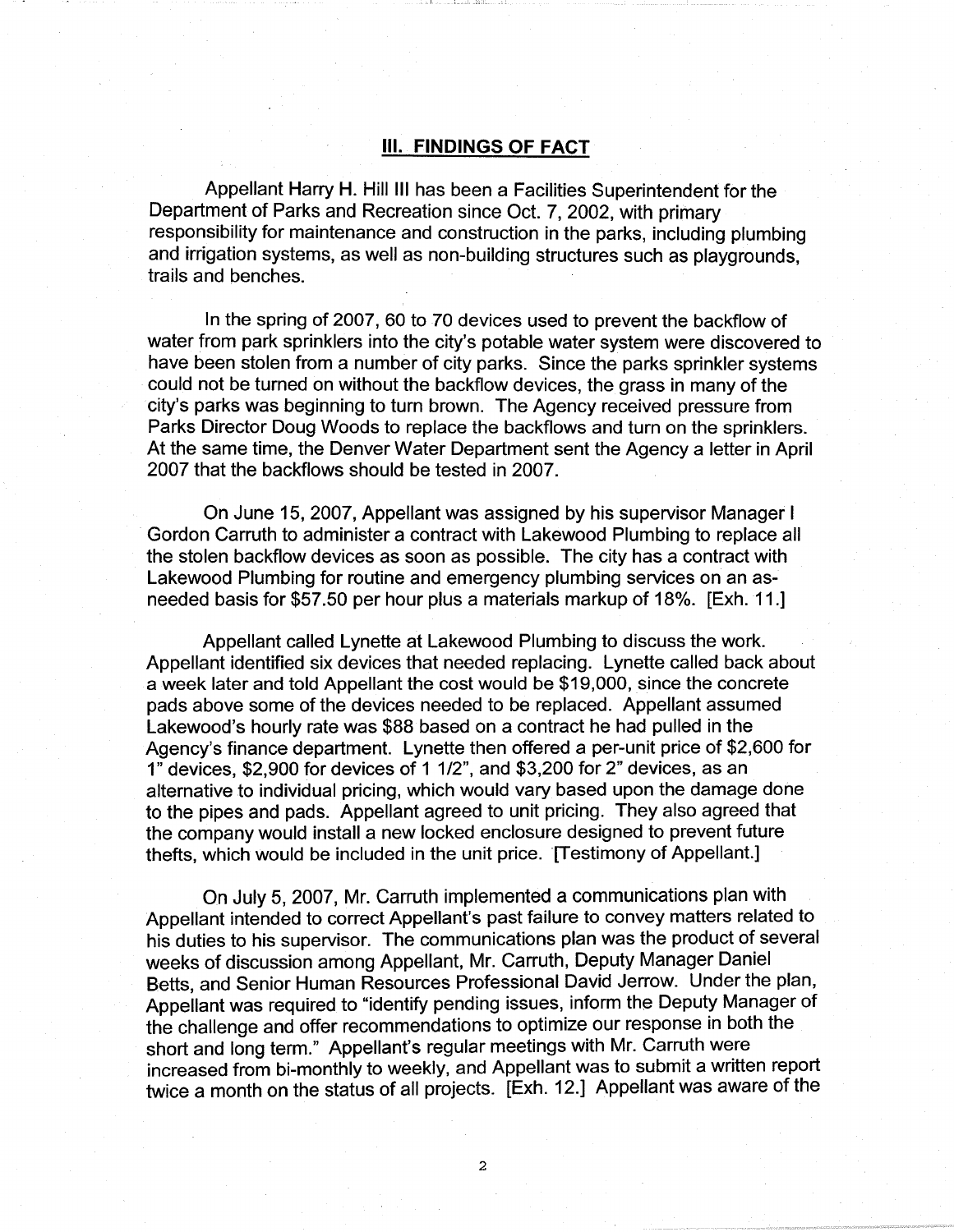## III. FINDINGS OF FACT

Appellant Harry H. Hill III has been a Facilities Superintendent for the Department of Parks and Recreation since Oct. 7, 2002, with primary responsibility for maintenance and construction in the parks, including plumbing and irrigation systems, as well as non-building structures such as playgrounds, trails and benches.

In the spring of 2007, 60 to 70 devices used to prevent the backflow of water from park sprinklers into the city's potable water system were discovered to have been stolen from a number of city parks. Since the parks sprinkler systems could not be turned on without the backflow devices, the grass in many of the city's parks was beginning to turn brown. The Agency received pressure from Parks Director Doug Woods to replace the backflows and turn on the sprinklers. At the same time, the Denver Water Department sent the Agency a letter in April 2007 that the backflows should be tested in 2007.

On June 15, 2007, Appellant was assigned by his supervisor Manager I Gordon Carruth to administer a contract with Lakewood Plumbing to replace all the stolen backflow devices as soon as possible. The city has a contract with Lakewood Plumbing for routine and emergency plumbing services on an as-needed basis for $57.50 per hour plus a materials markup of 18%. [Exh. 11.]

Appellant called Lynette at Lakewood Plumbing to discuss the work. Appellant identified six devices that needed replacing. Lynette called back about a week later and told Appellant the cost would be $19,000, since the concrete pads above some of the devices needed to be replaced. Appellant assumed Lakewood's hourly rate was $88 based on a contract he had pulled in the Agency's finance department. Lynette then offered a per-unit price of $2,600 for 1" devices, $2,900 for devices of 1 1/2", and $3,200 for 2" devices, as an alternative to individual pricing, which would vary based upon the damage done to the pipes and pads. Appellant agreed to unit pricing. They also agreed that the company would install a new locked enclosure designed to prevent future thefts, which would be included in the unit price. [Testimony of Appellant.]

On July 5, 2007, Mr. Carruth implemented a communications plan with Appellant intended to correct Appellant's past failure to convey matters related to his duties to his supervisor. The communications plan was the product of several weeks of discussion among Appellant, Mr. Carruth, Deputy Manager Daniel Betts, and Senior Human Resources Professional David Jerrow. Under the plan, Appellant was required to "identify pending issues, inform the Deputy Manager of the challenge and offer recommendations to optimize our response in both the short and long term." Appellant's regular meetings with Mr. Carruth were increased from bi-monthly to weekly, and Appellant was to submit a written report twice a month on the status of all projects. [Exh. 12.] Appellant was aware of the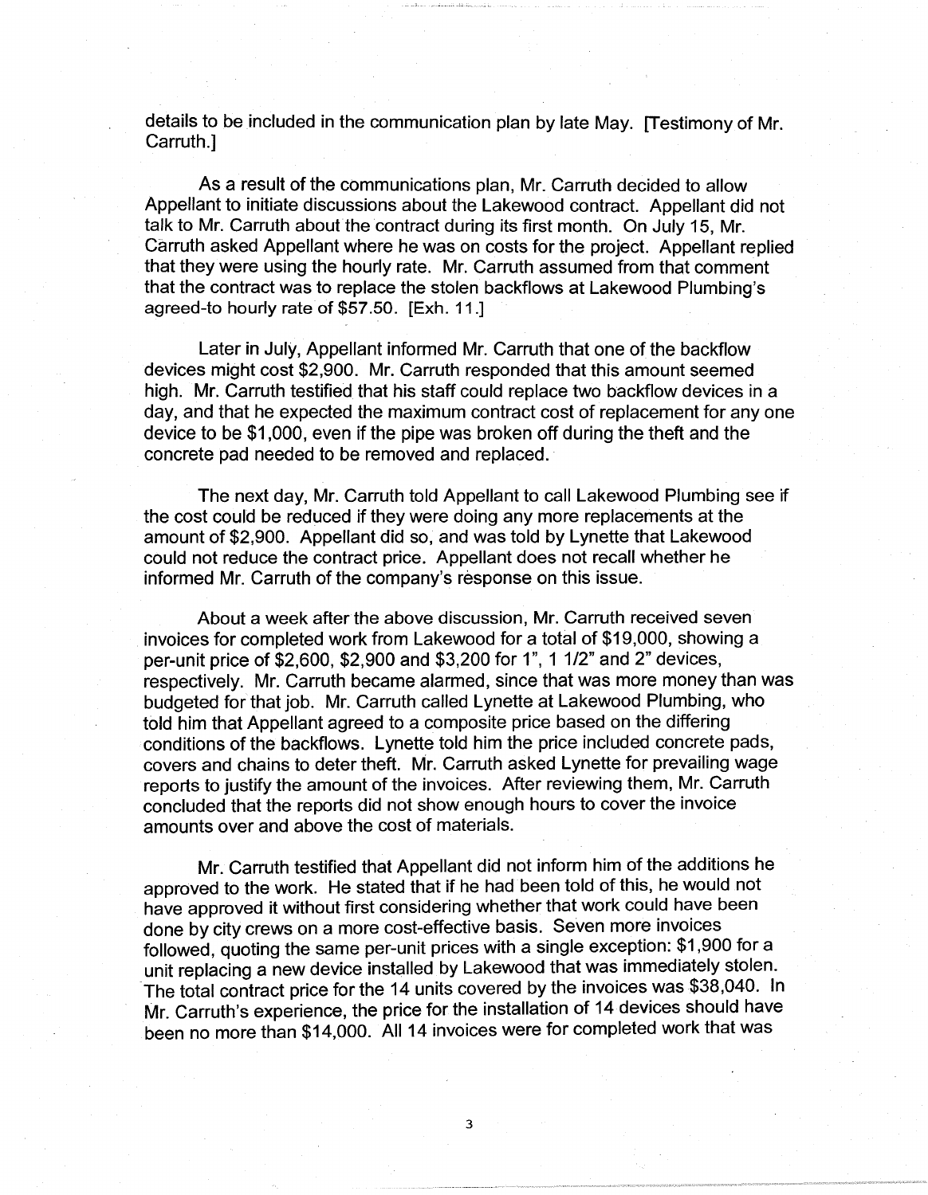details to be included in the communication plan by late May. [Testimony of Mr. Carruth.]

As a result of the communications plan, Mr. Carruth decided to allow Appellant to initiate discussions about the Lakewood contract. Appellant did not talk to Mr. Carruth about the contract during its first month. On July 15, Mr. Carruth asked Appellant where he was on costs for the project. Appellant replied that they were using the hourly rate. Mr. Carruth assumed from that comment that the contract was to replace the stolen backflows at Lakewood Plumbing's agreed-to hourly rate of $57.50. [Exh. 11.]

Later in July, Appellant informed Mr. Carruth that one of the backflow devices might cost $2,900. Mr. Carruth responded that this amount seemed high. Mr. Carruth testified that his staff could replace two backflow devices in a day, and that he expected the maximum contract cost of replacement for any one device to be $1,000, even if the pipe was broken off during the theft and the concrete pad needed to be removed and replaced.

The next day, Mr. Carruth told Appellant to call Lakewood Plumbing see if the cost could be reduced if they were doing any more replacements at the amount of $2,900. Appellant did so, and was told by Lynette that Lakewood could not reduce the contract price. Appellant does not recall whether he informed Mr. Carruth of the company's response on this issue.

About a week after the above discussion, Mr. Carruth received seven invoices for completed work from Lakewood for a total of $19,000, showing a per-unit price of $2,600, $2,900 and $3,200 for 1", 1 1/2" and 2" devices, respectively. Mr. Carruth became alarmed, since that was more money than was budgeted for that job. Mr. Carruth called Lynette at Lakewood Plumbing, who told him that Appellant agreed to a composite price based on the differing conditions of the backflows. Lynette told him the price included concrete pads, covers and chains to deter theft. Mr. Carruth asked Lynette for prevailing wage reports to justify the amount of the invoices. After reviewing them, Mr. Carruth concluded that the reports did not show enough hours to cover the invoice amounts over and above the cost of materials.

Mr. Carruth testified that Appellant did not inform him of the additions he approved to the work. He stated that if he had been told of this, he would not have approved it without first considering whether that work could have been done by city crews on a more cost-effective basis. Seven more invoices followed, quoting the same per-unit prices with a single exception: $1,900 for a unit replacing a new device installed by Lakewood that was immediately stolen. The total contract price for the 14 units covered by the invoices was $38,040. In Mr. Carruth's experience, the price for the installation of 14 devices should have been no more than $14,000. All 14 invoices were for completed work that was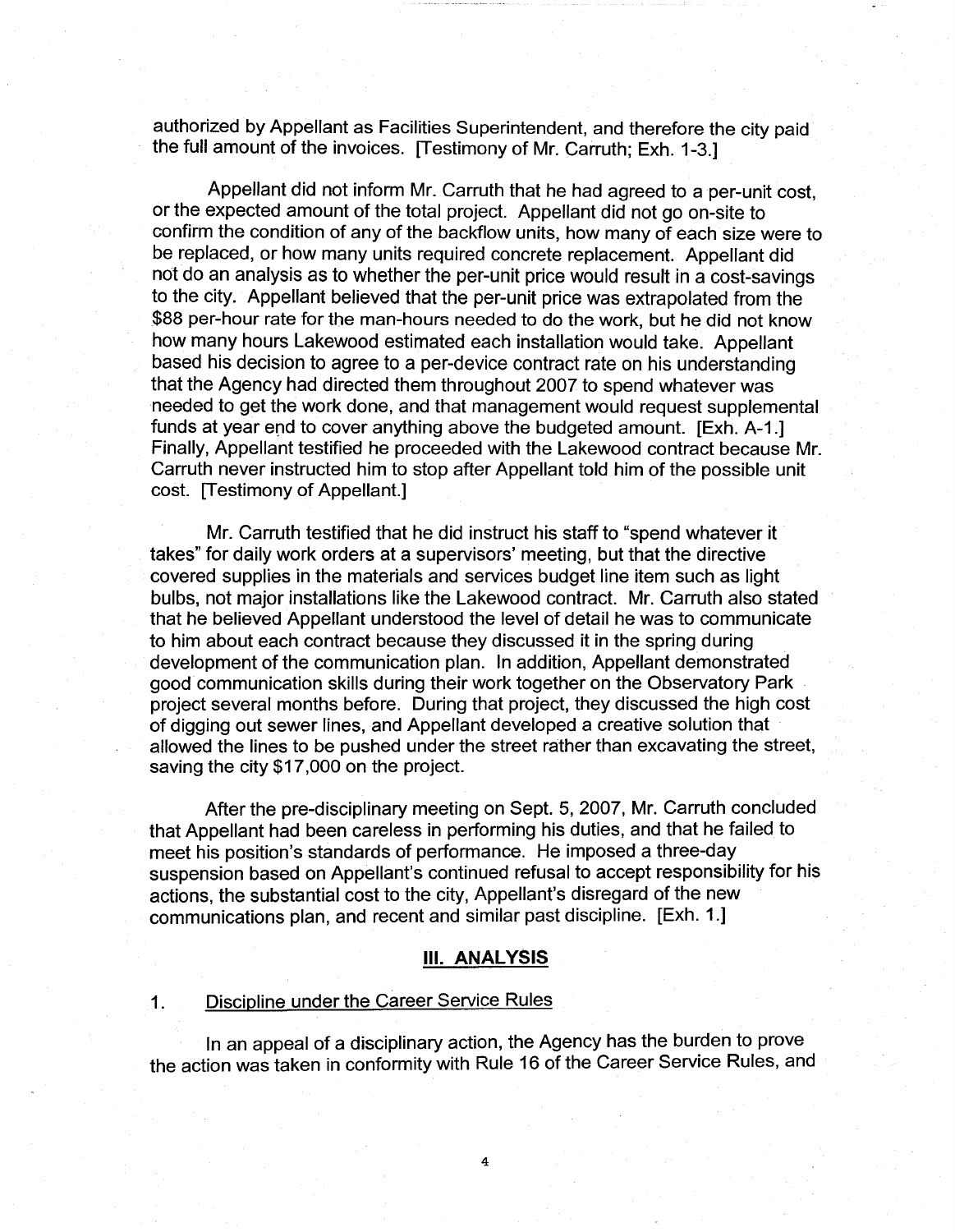authorized by Appellant as Facilities Superintendent, and therefore the city paid the full amount of the invoices. [Testimony of Mr. Carruth; Exh. 1-3.]

Appellant did not inform Mr. Carruth that he had agreed to a per-unit cost, or the expected amount of the total project. Appellant did not go on-site to confirm the condition of any of the backflow units, how many of each size were to be replaced, or how many units required concrete replacement. Appellant did not do an analysis as to whether the per-unit price would result in a cost-savings to the city. Appellant believed that the per-unit price was extrapolated from the $88 per-hour rate for the man-hours needed to do the work, but he did not know how many hours Lakewood estimated each installation would take. Appellant based his decision to agree to a per-device contract rate on his understanding that the Agency had directed them throughout 2007 to spend whatever was needed to get the work done, and that management would request supplemental funds at year end to cover anything above the budgeted amount. [Exh. A-1.] Finally, Appellant testified he proceeded with the Lakewood contract because Mr. Carruth never instructed him to stop after Appellant told him of the possible unit cost. [Testimony of Appellant.]

Mr. Carruth testified that he did instruct his staff to "spend whatever it takes" for daily work orders at a supervisors' meeting, but that the directive covered supplies in the materials and services budget line item such as light bulbs, not major installations like the Lakewood contract. Mr. Carruth also stated that he believed Appellant understood the level of detail he was to communicate to him about each contract because they discussed it in the spring during development of the communication plan. In addition, Appellant demonstrated good communication skills during their work together on the Observatory Park project several months before. During that project, they discussed the high cost of digging out sewer lines, and Appellant developed a creative solution that allowed the lines to be pushed under the street rather than excavating the street, saving the city $17,000 on the project.

After the pre-disciplinary meeting on Sept. 5, 2007, Mr. Carruth concluded that Appellant had been careless in performing his duties, and that he failed to meet his position's standards of performance. He imposed a three-day suspension based on Appellant's continued refusal to accept responsibility for his actions, the substantial cost to the city, Appellant's disregard of the new communications plan, and recent and similar past discipline. [Exh. 1.]

## III. ANALYSIS

### 1. Discipline under the Career Service Rules

In an appeal of a disciplinary action, the Agency has the burden to prove the action was taken in conformity with Rule 16 of the Career Service Rules, and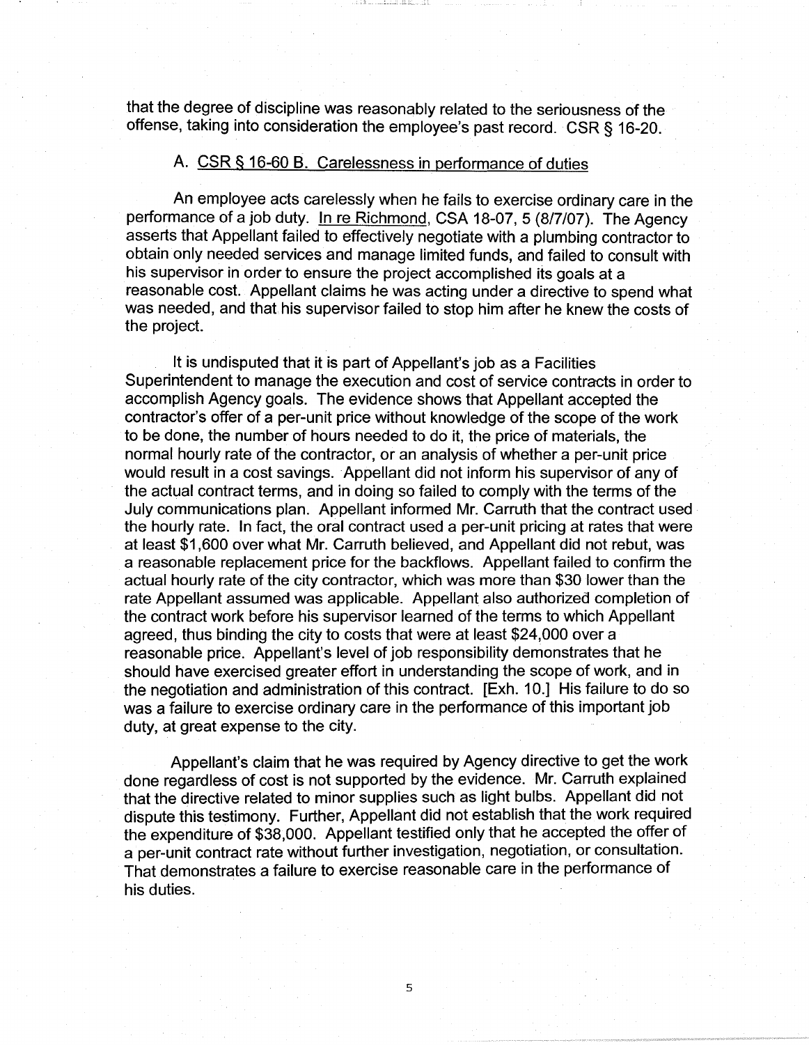that the degree of discipline was reasonably related to the seriousness of the offense, taking into consideration the employee's past record. CSR § 16-20.

### A. CSR § 16-60 B. Carelessness in performance of duties

An employee acts carelessly when he fails to exercise ordinary care in the performance of a job duty. In re Richmond, CSA 18-07, 5 (8/7/07). The Agency asserts that Appellant failed to effectively negotiate with a plumbing contractor to obtain only needed services and manage limited funds, and failed to consult with his supervisor in order to ensure the project accomplished its goals at a reasonable cost. Appellant claims he was acting under a directive to spend what was needed, and that his supervisor failed to stop him after he knew the costs of the project.

It is undisputed that it is part of Appellant's job as a Facilities Superintendent to manage the execution and cost of service contracts in order to accomplish Agency goals. The evidence shows that Appellant accepted the contractor's offer of a per-unit price without knowledge of the scope of the work to be done, the number of hours needed to do it, the price of materials, the normal hourly rate of the contractor, or an analysis of whether a per-unit price would result in a cost savings. Appellant did not inform his supervisor of any of the actual contract terms, and in doing so failed to comply with the terms of the July communications plan. Appellant informed Mr. Carruth that the contract used the hourly rate. In fact, the oral contract used a per-unit pricing at rates that were at least $1,600 over what Mr. Carruth believed, and Appellant did not rebut, was a reasonable replacement price for the backflows. Appellant failed to confirm the actual hourly rate of the city contractor, which was more than $30 lower than the rate Appellant assumed was applicable. Appellant also authorized completion of the contract work before his supervisor learned of the terms to which Appellant agreed, thus binding the city to costs that were at least $24,000 over a reasonable price. Appellant's level of job responsibility demonstrates that he should have exercised greater effort in understanding the scope of work, and in the negotiation and administration of this contract. [Exh. 10.] His failure to do so was a failure to exercise ordinary care in the performance of this important job duty, at great expense to the city.

Appellant's claim that he was required by Agency directive to get the work done regardless of cost is not supported by the evidence. Mr. Carruth explained that the directive related to minor supplies such as light bulbs. Appellant did not dispute this testimony. Further, Appellant did not establish that the work required the expenditure of $38,000. Appellant testified only that he accepted the offer of a per-unit contract rate without further investigation, negotiation, or consultation. That demonstrates a failure to exercise reasonable care in the performance of his duties.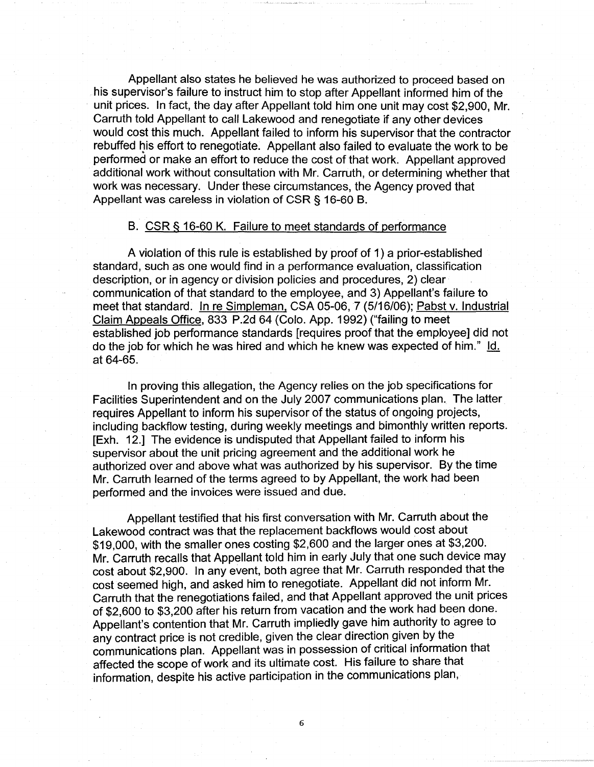Appellant also states he believed he was authorized to proceed based on his supervisor's failure to instruct him to stop after Appellant informed him of the unit prices. In fact, the day after Appellant told him one unit may cost $2,900, Mr. Carruth told Appellant to call Lakewood and renegotiate if any other devices would cost this much. Appellant failed to inform his supervisor that the contractor rebuffed his effort to renegotiate. Appellant also failed to evaluate the work to be performed or make an effort to reduce the cost of that work. Appellant approved additional work without consultation with Mr. Carruth, or determining whether that work was necessary. Under these circumstances, the Agency proved that Appellant was careless in violation of CSR § 16-60 B.

### B. <u>CSR § 16-60 K. Failure to meet standards of performance</u>

A violation of this rule is established by proof of 1) a prior-established standard, such as one would find in a performance evaluation, classification description, or in agency or division policies and procedures, 2) clear communication of that standard to the employee, and 3) Appellant's failure to meet that standard. <u>In re Simpleman</u>, CSA 05-06, 7 (5/16/06); <u>Pabst v. Industrial Claim Appeals Office</u>, 833 P.2d 64 (Colo. App. 1992) ("failing to meet established job performance standards [requires proof that the employee] did not do the job for which he was hired and which he knew was expected of him." <u>Id.</u> at 64-65.

In proving this allegation, the Agency relies on the job specifications for Facilities Superintendent and on the July 2007 communications plan. The latter requires Appellant to inform his supervisor of the status of ongoing projects, including backflow testing, during weekly meetings and bimonthly written reports. [Exh. 12.] The evidence is undisputed that Appellant failed to inform his supervisor about the unit pricing agreement and the additional work he authorized over and above what was authorized by his supervisor. By the time Mr. Carruth learned of the terms agreed to by Appellant, the work had been performed and the invoices were issued and due.

Appellant testified that his first conversation with Mr. Carruth about the Lakewood contract was that the replacement backflows would cost about $19,000, with the smaller ones costing $2,600 and the larger ones at $3,200. Mr. Carruth recalls that Appellant told him in early July that one such device may cost about $2,900. In any event, both agree that Mr. Carruth responded that the cost seemed high, and asked him to renegotiate. Appellant did not inform Mr. Carruth that the renegotiations failed, and that Appellant approved the unit prices of $2,600 to $3,200 after his return from vacation and the work had been done. Appellant's contention that Mr. Carruth impliedly gave him authority to agree to any contract price is not credible, given the clear direction given by the communications plan. Appellant was in possession of critical information that affected the scope of work and its ultimate cost. His failure to share that information, despite his active participation in the communications plan,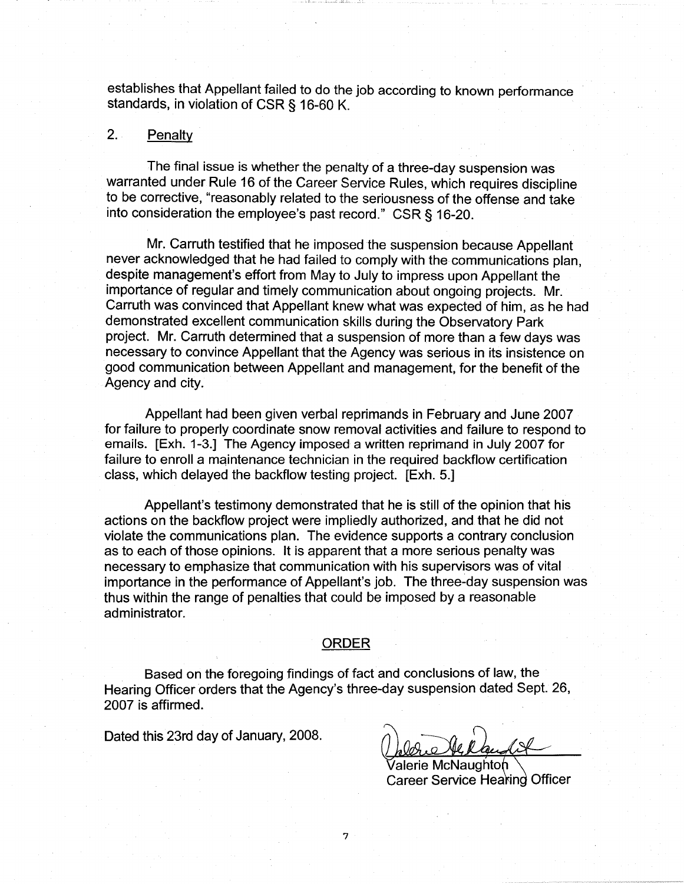establishes that Appellant failed to do the job according to known performance standards, in violation of CSR § 16-60 K.

2. Penalty

The final issue is whether the penalty of a three-day suspension was warranted under Rule 16 of the Career Service Rules, which requires discipline to be corrective, "reasonably related to the seriousness of the offense and take into consideration the employee's past record." CSR § 16-20.

Mr. Carruth testified that he imposed the suspension because Appellant never acknowledged that he had failed to comply with the communications plan, despite management's effort from May to July to impress upon Appellant the importance of regular and timely communication about ongoing projects. Mr. Carruth was convinced that Appellant knew what was expected of him, as he had demonstrated excellent communication skills during the Observatory Park project. Mr. Carruth determined that a suspension of more than a few days was necessary to convince Appellant that the Agency was serious in its insistence on good communication between Appellant and management, for the benefit of the Agency and city.

Appellant had been given verbal reprimands in February and June 2007 for failure to properly coordinate snow removal activities and failure to respond to emails. [Exh. 1-3.] The Agency imposed a written reprimand in July 2007 for failure to enroll a maintenance technician in the required backflow certification class, which delayed the backflow testing project. [Exh. 5.]

Appellant's testimony demonstrated that he is still of the opinion that his actions on the backflow project were impliedly authorized, and that he did not violate the communications plan. The evidence supports a contrary conclusion as to each of those opinions. It is apparent that a more serious penalty was necessary to emphasize that communication with his supervisors was of vital importance in the performance of Appellant's job. The three-day suspension was thus within the range of penalties that could be imposed by a reasonable administrator.

## ORDER

Based on the foregoing findings of fact and conclusions of law, the Hearing Officer orders that the Agency's three-day suspension dated Sept. 26, 2007 is affirmed.

Dated this 23rd day of January, 2008.

Valerie McNaughton
Career Service Hearing Officer